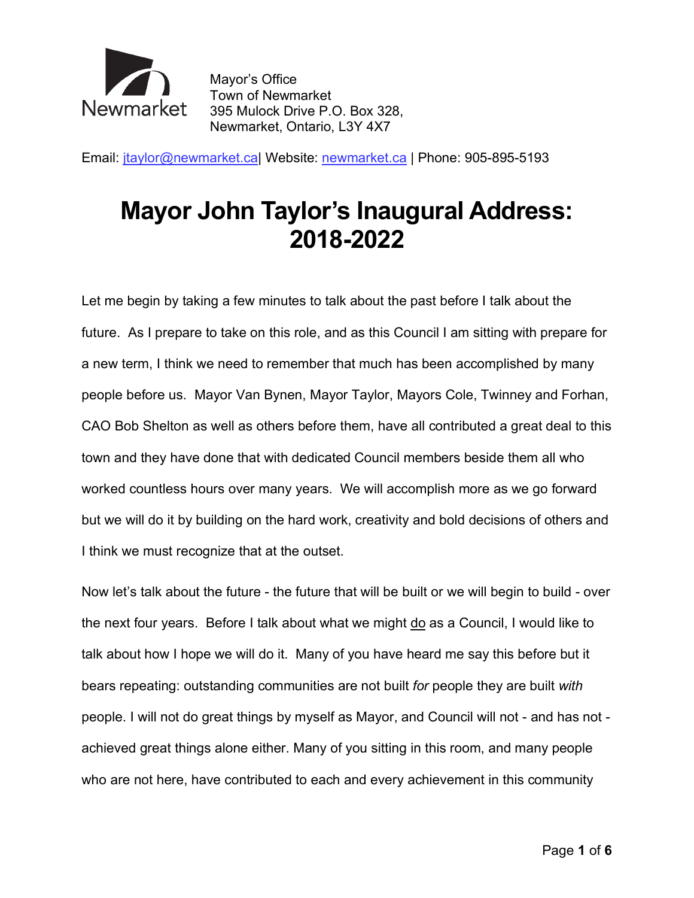Mayor's Office
Town of Newmarket
395 Mulock Drive P.O. Box 328,
Newmarket, Ontario, L3Y 4X7

Email: jtaylor@newmarket.ca| Website: newmarket.ca | Phone: 905-895-5193

# Mayor John Taylor's Inaugural Address: 2018-2022

Let me begin by taking a few minutes to talk about the past before I talk about the future. As I prepare to take on this role, and as this Council I am sitting with prepare for a new term, I think we need to remember that much has been accomplished by many people before us. Mayor Van Bynen, Mayor Taylor, Mayors Cole, Twinney and Forhan, CAO Bob Shelton as well as others before them, have all contributed a great deal to this town and they have done that with dedicated Council members beside them all who worked countless hours over many years. We will accomplish more as we go forward but we will do it by building on the hard work, creativity and bold decisions of others and I think we must recognize that at the outset.

Now let's talk about the future - the future that will be built or we will begin to build - over the next four years. Before I talk about what we might <u>do</u> as a Council, I would like to talk about how I hope we will do it. Many of you have heard me say this before but it bears repeating: outstanding communities are not built *for* people they are built *with* people. I will not do great things by myself as Mayor, and Council will not - and has not - achieved great things alone either. Many of you sitting in this room, and many people who are not here, have contributed to each and every achievement in this community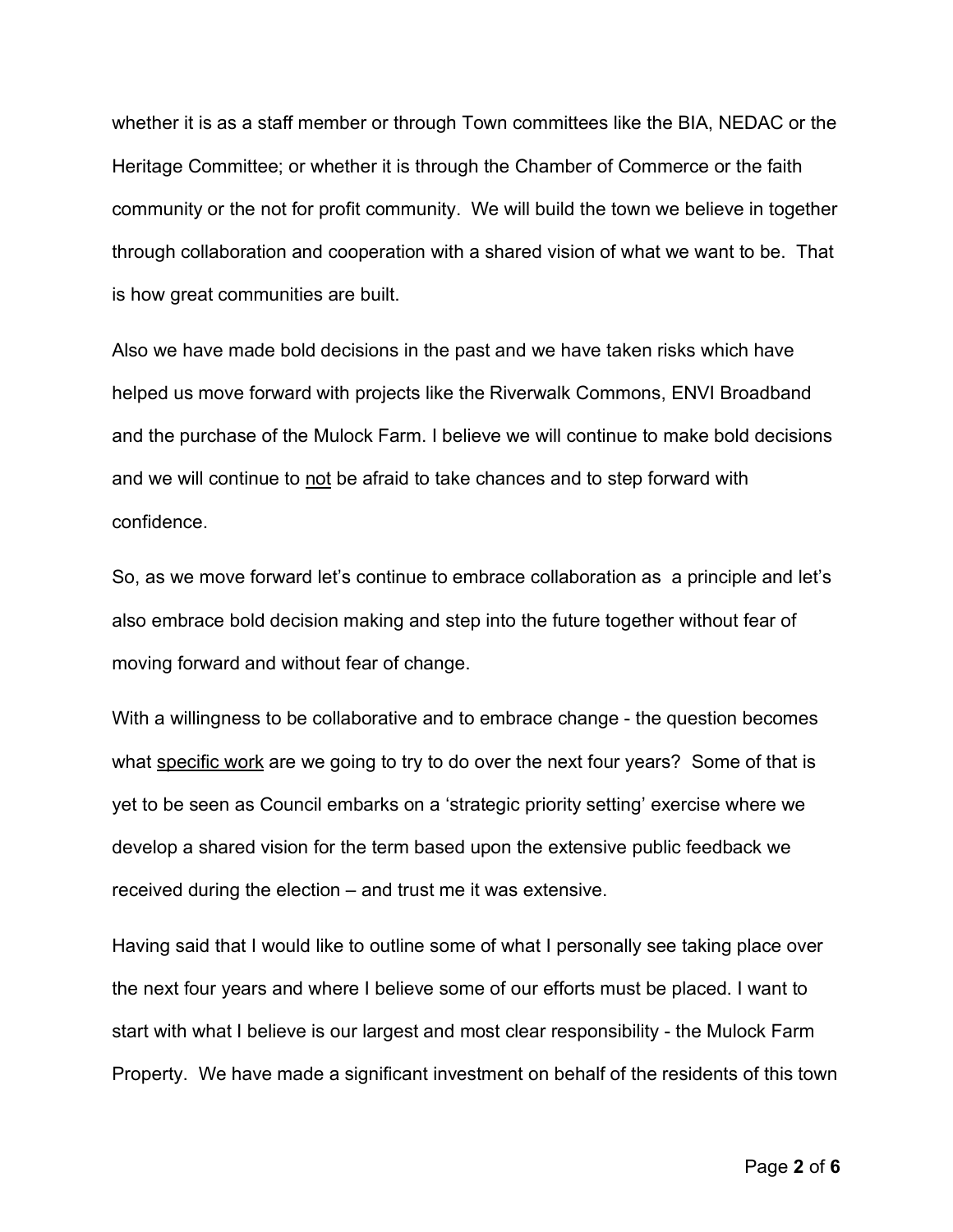whether it is as a staff member or through Town committees like the BIA, NEDAC or the Heritage Committee; or whether it is through the Chamber of Commerce or the faith community or the not for profit community. We will build the town we believe in together through collaboration and cooperation with a shared vision of what we want to be. That is how great communities are built.

Also we have made bold decisions in the past and we have taken risks which have helped us move forward with projects like the Riverwalk Commons, ENVI Broadband and the purchase of the Mulock Farm. I believe we will continue to make bold decisions and we will continue to <u>not</u> be afraid to take chances and to step forward with confidence.

So, as we move forward let's continue to embrace collaboration as a principle and let's also embrace bold decision making and step into the future together without fear of moving forward and without fear of change.

With a willingness to be collaborative and to embrace change - the question becomes what <u>specific work</u> are we going to try to do over the next four years? Some of that is yet to be seen as Council embarks on a 'strategic priority setting' exercise where we develop a shared vision for the term based upon the extensive public feedback we received during the election – and trust me it was extensive.

Having said that I would like to outline some of what I personally see taking place over the next four years and where I believe some of our efforts must be placed. I want to start with what I believe is our largest and most clear responsibility - the Mulock Farm Property. We have made a significant investment on behalf of the residents of this town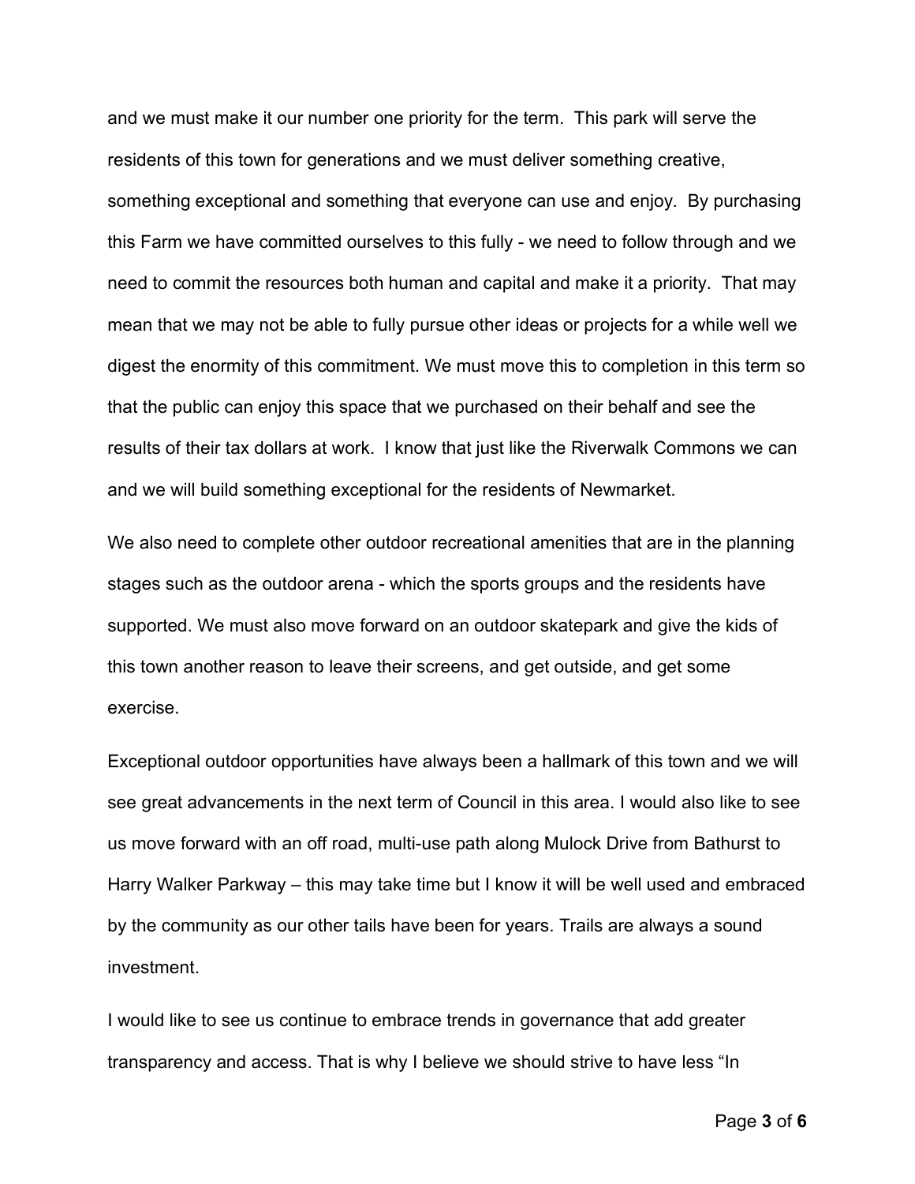and we must make it our number one priority for the term. This park will serve the residents of this town for generations and we must deliver something creative, something exceptional and something that everyone can use and enjoy. By purchasing this Farm we have committed ourselves to this fully - we need to follow through and we need to commit the resources both human and capital and make it a priority. That may mean that we may not be able to fully pursue other ideas or projects for a while well we digest the enormity of this commitment. We must move this to completion in this term so that the public can enjoy this space that we purchased on their behalf and see the results of their tax dollars at work. I know that just like the Riverwalk Commons we can and we will build something exceptional for the residents of Newmarket.

We also need to complete other outdoor recreational amenities that are in the planning stages such as the outdoor arena - which the sports groups and the residents have supported. We must also move forward on an outdoor skatepark and give the kids of this town another reason to leave their screens, and get outside, and get some exercise.

Exceptional outdoor opportunities have always been a hallmark of this town and we will see great advancements in the next term of Council in this area. I would also like to see us move forward with an off road, multi-use path along Mulock Drive from Bathurst to Harry Walker Parkway – this may take time but I know it will be well used and embraced by the community as our other tails have been for years. Trails are always a sound investment.

I would like to see us continue to embrace trends in governance that add greater transparency and access. That is why I believe we should strive to have less "In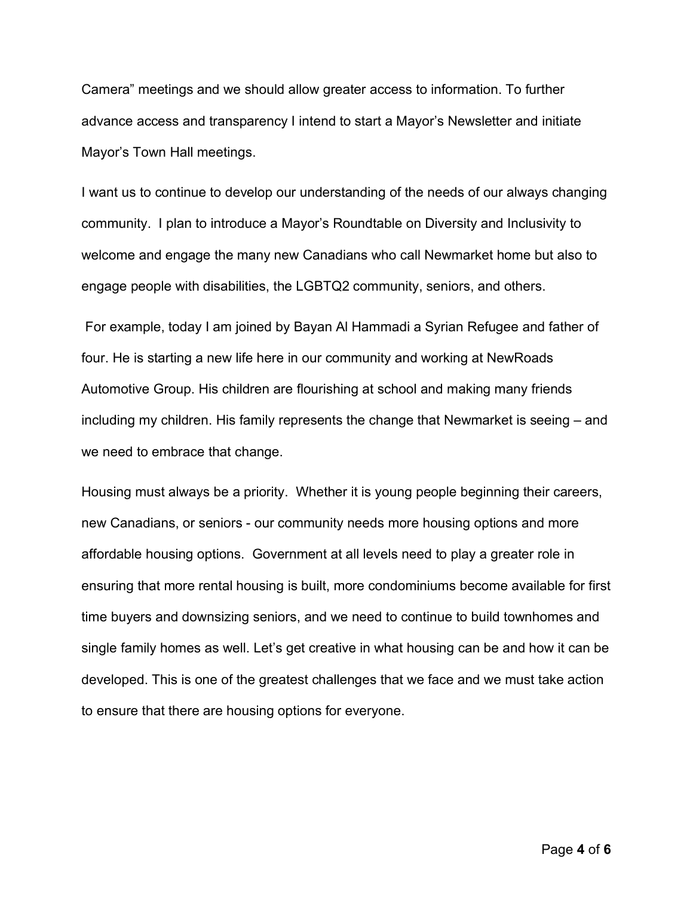Camera" meetings and we should allow greater access to information. To further advance access and transparency I intend to start a Mayor's Newsletter and initiate Mayor's Town Hall meetings.

I want us to continue to develop our understanding of the needs of our always changing community. I plan to introduce a Mayor's Roundtable on Diversity and Inclusivity to welcome and engage the many new Canadians who call Newmarket home but also to engage people with disabilities, the LGBTQ2 community, seniors, and others.

For example, today I am joined by Bayan Al Hammadi a Syrian Refugee and father of four. He is starting a new life here in our community and working at NewRoads Automotive Group. His children are flourishing at school and making many friends including my children. His family represents the change that Newmarket is seeing – and we need to embrace that change.

Housing must always be a priority. Whether it is young people beginning their careers, new Canadians, or seniors - our community needs more housing options and more affordable housing options. Government at all levels need to play a greater role in ensuring that more rental housing is built, more condominiums become available for first time buyers and downsizing seniors, and we need to continue to build townhomes and single family homes as well. Let's get creative in what housing can be and how it can be developed. This is one of the greatest challenges that we face and we must take action to ensure that there are housing options for everyone.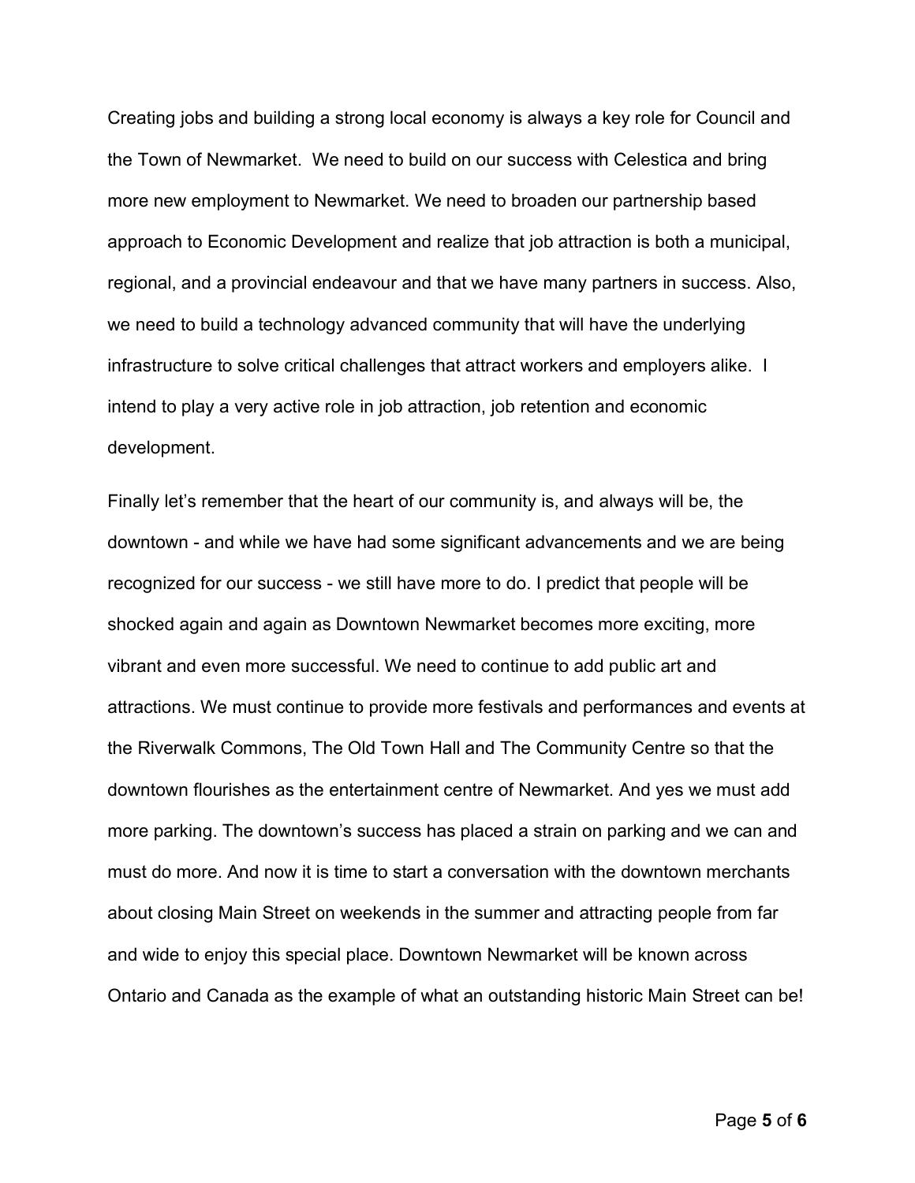Creating jobs and building a strong local economy is always a key role for Council and the Town of Newmarket. We need to build on our success with Celestica and bring more new employment to Newmarket. We need to broaden our partnership based approach to Economic Development and realize that job attraction is both a municipal, regional, and a provincial endeavour and that we have many partners in success. Also, we need to build a technology advanced community that will have the underlying infrastructure to solve critical challenges that attract workers and employers alike. I intend to play a very active role in job attraction, job retention and economic development.

Finally let's remember that the heart of our community is, and always will be, the downtown - and while we have had some significant advancements and we are being recognized for our success - we still have more to do. I predict that people will be shocked again and again as Downtown Newmarket becomes more exciting, more vibrant and even more successful. We need to continue to add public art and attractions. We must continue to provide more festivals and performances and events at the Riverwalk Commons, The Old Town Hall and The Community Centre so that the downtown flourishes as the entertainment centre of Newmarket. And yes we must add more parking. The downtown's success has placed a strain on parking and we can and must do more. And now it is time to start a conversation with the downtown merchants about closing Main Street on weekends in the summer and attracting people from far and wide to enjoy this special place. Downtown Newmarket will be known across Ontario and Canada as the example of what an outstanding historic Main Street can be!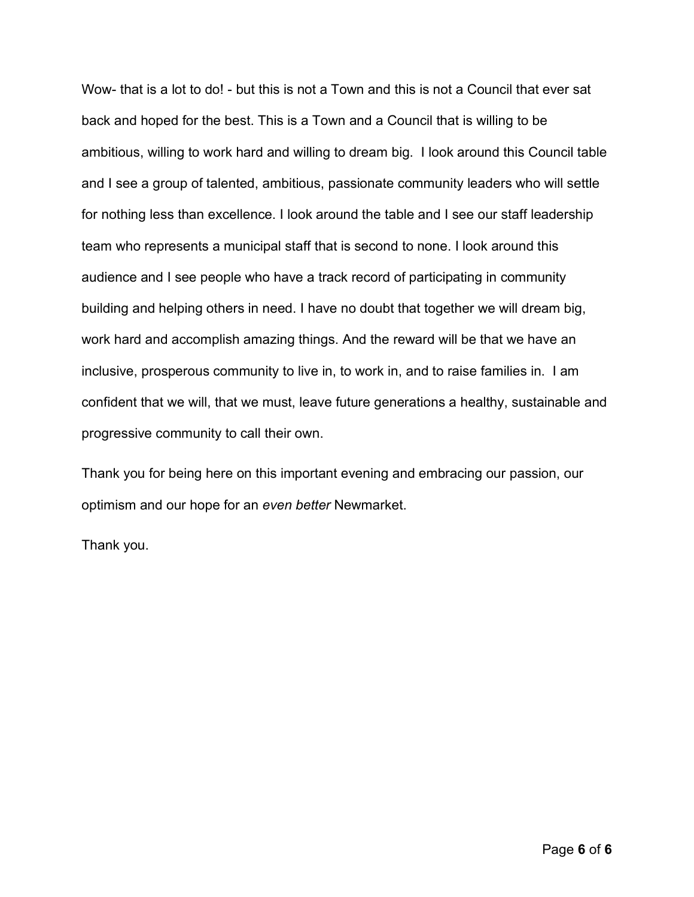Wow- that is a lot to do! - but this is not a Town and this is not a Council that ever sat back and hoped for the best. This is a Town and a Council that is willing to be ambitious, willing to work hard and willing to dream big. I look around this Council table and I see a group of talented, ambitious, passionate community leaders who will settle for nothing less than excellence. I look around the table and I see our staff leadership team who represents a municipal staff that is second to none. I look around this audience and I see people who have a track record of participating in community building and helping others in need. I have no doubt that together we will dream big, work hard and accomplish amazing things. And the reward will be that we have an inclusive, prosperous community to live in, to work in, and to raise families in. I am confident that we will, that we must, leave future generations a healthy, sustainable and progressive community to call their own.

Thank you for being here on this important evening and embracing our passion, our optimism and our hope for an *even better* Newmarket.

Thank you.